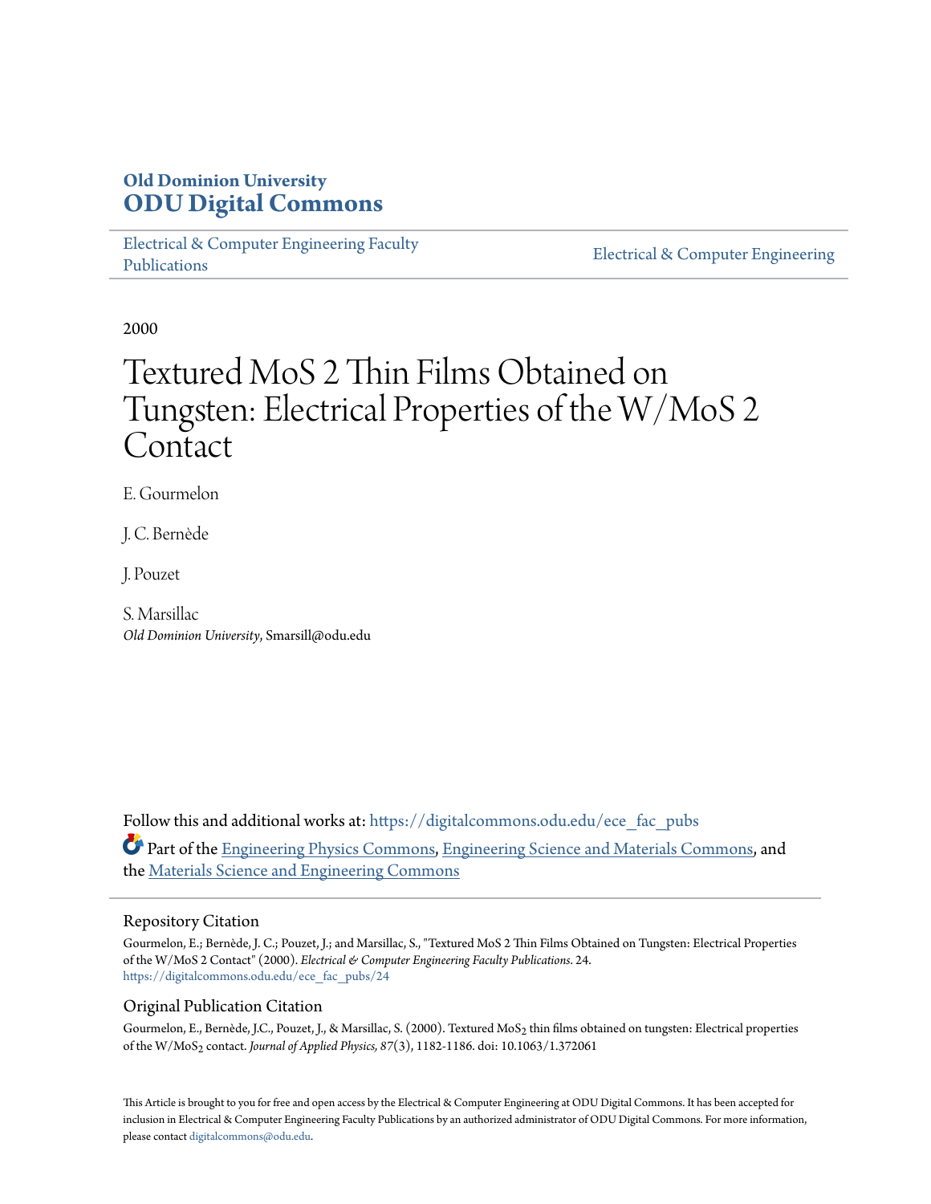**Old Dominion University**
**ODU Digital Commons**

Electrical & Computer Engineering Faculty Publications

Electrical & Computer Engineering

2000

# Textured MoS 2 Thin Films Obtained on Tungsten: Electrical Properties of the W/MoS 2 Contact

E. Gourmelon

J. C. Bernède

J. Pouzet

S. Marsillac
*Old Dominion University*, Smarsill@odu.edu

Follow this and additional works at: https://digitalcommons.odu.edu/ece_fac_pubs

Part of the Engineering Physics Commons, Engineering Science and Materials Commons, and the Materials Science and Engineering Commons

## Repository Citation

Gourmelon, E.; Bernède, J. C.; Pouzet, J.; and Marsillac, S., "Textured MoS 2 Thin Films Obtained on Tungsten: Electrical Properties of the W/MoS 2 Contact" (2000). *Electrical & Computer Engineering Faculty Publications*. 24.
https://digitalcommons.odu.edu/ece_fac_pubs/24

## Original Publication Citation

Gourmelon, E., Bernède, J.C., Pouzet, J., & Marsillac, S. (2000). Textured $MoS_2$ thin films obtained on tungsten: Electrical properties of the W/$MoS_2$ contact. *Journal of Applied Physics, 87*(3), 1182-1186. doi: 10.1063/1.372061

This Article is brought to you for free and open access by the Electrical & Computer Engineering at ODU Digital Commons. It has been accepted for inclusion in Electrical & Computer Engineering Faculty Publications by an authorized administrator of ODU Digital Commons. For more information, please contact digitalcommons@odu.edu.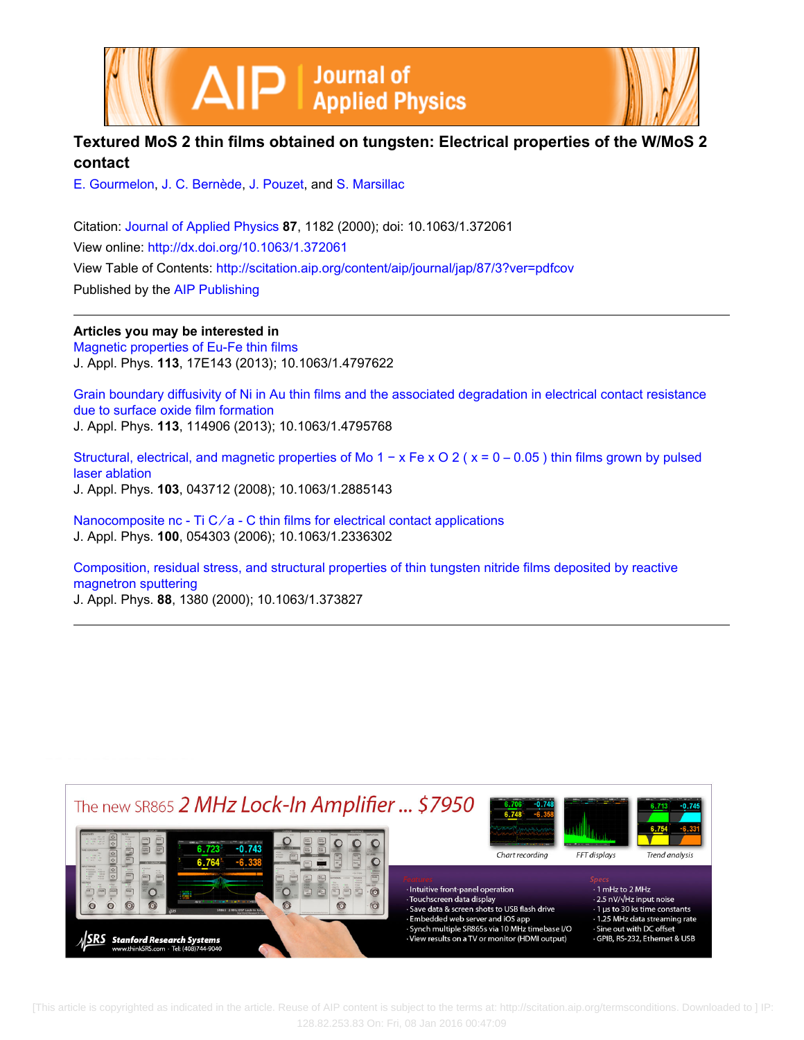# Textured MoS 2 thin films obtained on tungsten: Electrical properties of the W/MoS 2 contact

E. Gourmelon, J. C. Bernède, J. Pouzet, and S. Marsillac

Citation: Journal of Applied Physics **87**, 1182 (2000); doi: 10.1063/1.372061

View online: http://dx.doi.org/10.1063/1.372061

View Table of Contents: http://scitation.aip.org/content/aip/journal/jap/87/3?ver=pdfcov

Published by the AIP Publishing

**Articles you may be interested in**

Magnetic properties of Eu-Fe thin films
J. Appl. Phys. **113**, 17E143 (2013); 10.1063/1.4797622

Grain boundary diffusivity of Ni in Au thin films and the associated degradation in electrical contact resistance due to surface oxide film formation
J. Appl. Phys. **113**, 114906 (2013); 10.1063/1.4795768

Structural, electrical, and magnetic properties of Mo 1 − x Fe x O 2 ( x = 0 – 0.05 ) thin films grown by pulsed laser ablation
J. Appl. Phys. **103**, 043712 (2008); 10.1063/1.2885143

Nanocomposite nc - Ti C ∕ a - C thin films for electrical contact applications
J. Appl. Phys. **100**, 054303 (2006); 10.1063/1.2336302

Composition, residual stress, and structural properties of thin tungsten nitride films deposited by reactive magnetron sputtering
J. Appl. Phys. **88**, 1380 (2000); 10.1063/1.373827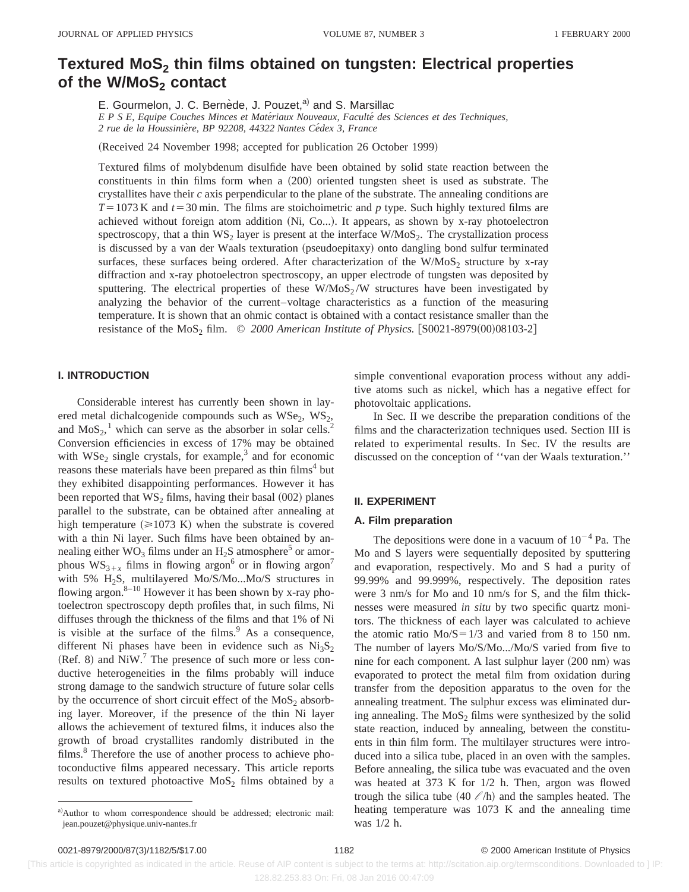# Textured $MoS_2$ thin films obtained on tungsten: Electrical properties of the $W/MoS_2$ contact

E. Gourmelon, J. C. Bernède, J. Pouzet,[a)] and S. Marsillac

*E P S E, Equipe Couches Minces et Matériaux Nouveaux, Faculté des Sciences et des Techniques, 2 rue de la Houssinière, BP 92208, 44322 Nantes Cédex 3, France*

(Received 24 November 1998; accepted for publication 26 October 1999)

Textured films of molybdenum disulfide have been obtained by solid state reaction between the constituents in thin films form when a (200) oriented tungsten sheet is used as substrate. The crystallites have their *c* axis perpendicular to the plane of the substrate. The annealing conditions are $T=1073$ K and $t=30$ min. The films are stoichoimetric and *p* type. Such highly textured films are achieved without foreign atom addition (Ni, Co...). It appears, as shown by x-ray photoelectron spectroscopy, that a thin $WS_2$ layer is present at the interface $W/MoS_2$. The crystallization process is discussed by a van der Waals texturation (pseudoepitaxy) onto dangling bond sulfur terminated surfaces, these surfaces being ordered. After characterization of the $W/MoS_2$ structure by x-ray diffraction and x-ray photoelectron spectroscopy, an upper electrode of tungsten was deposited by sputtering. The electrical properties of these $W/MoS_2/W$ structures have been investigated by analyzing the behavior of the current–voltage characteristics as a function of the measuring temperature. It is shown that an ohmic contact is obtained with a contact resistance smaller than the resistance of the $MoS_2$ film. © *2000 American Institute of Physics.* [S0021-8979(00)08103-2]

## I. INTRODUCTION

Considerable interest has currently been shown in layered metal dichalcogenide compounds such as $WSe_2$, $WS_2$, and $MoS_2$,[1] which can serve as the absorber in solar cells.[2] Conversion efficiencies in excess of 17% may be obtained with $WSe_2$ single crystals, for example,[3] and for economic reasons these materials have been prepared as thin films[4] but they exhibited disappointing performances. However it has been reported that $WS_2$ films, having their basal (002) planes parallel to the substrate, can be obtained after annealing at high temperature ($\geqslant$1073 K) when the substrate is covered with a thin Ni layer. Such films have been obtained by annealing either $WO_3$ films under an $H_2S$ atmosphere[5] or amorphous $WS_{3+x}$ films in flowing argon[6] or in flowing argon[7] with 5% $H_2S$, multilayered Mo/S/Mo...Mo/S structures in flowing argon.[8–10] However it has been shown by x-ray photoelectron spectroscopy depth profiles that, in such films, Ni diffuses through the thickness of the films and that 1% of Ni is visible at the surface of the films.[9] As a consequence, different Ni phases have been in evidence such as $Ni_3S_2$ (Ref. 8) and NiW.[7] The presence of such more or less conductive heterogeneities in the films probably will induce strong damage to the sandwich structure of future solar cells by the occurrence of short circuit effect of the $MoS_2$ absorbing layer. Moreover, if the presence of the thin Ni layer allows the achievement of textured films, it induces also the growth of broad crystallites randomly distributed in the films.[8] Therefore the use of another process to achieve photoconductive films appeared necessary. This article reports results on textured photoactive $MoS_2$ films obtained by a simple conventional evaporation process without any additive atoms such as nickel, which has a negative effect for photovoltaic applications.

In Sec. II we describe the preparation conditions of the films and the characterization techniques used. Section III is related to experimental results. In Sec. IV the results are discussed on the conception of ''van der Waals texturation.''

## II. EXPERIMENT

### A. Film preparation

The depositions were done in a vacuum of $10^{-4}$ Pa. The Mo and S layers were sequentially deposited by sputtering and evaporation, respectively. Mo and S had a purity of 99.99% and 99.999%, respectively. The deposition rates were 3 nm/s for Mo and 10 nm/s for S, and the film thicknesses were measured *in situ* by two specific quartz monitors. The thickness of each layer was calculated to achieve the atomic ratio Mo/S$=1/3$ and varied from 8 to 150 nm. The number of layers Mo/S/Mo.../Mo/S varied from five to nine for each component. A last sulphur layer (200 nm) was evaporated to protect the metal film from oxidation during transfer from the deposition apparatus to the oven for the annealing treatment. The sulphur excess was eliminated during annealing. The $MoS_2$ films were synthesized by the solid state reaction, induced by annealing, between the constituents in thin film form. The multilayer structures were introduced into a silica tube, placed in an oven with the samples. Before annealing, the silica tube was evacuated and the oven was heated at 373 K for 1/2 h. Then, argon was flowed trough the silica tube (40 ℓ/h) and the samples heated. The heating temperature was 1073 K and the annealing time was 1/2 h.

---

[a)]Author to whom correspondence should be addressed; electronic mail: jean.pouzet@physique.univ-nantes.fr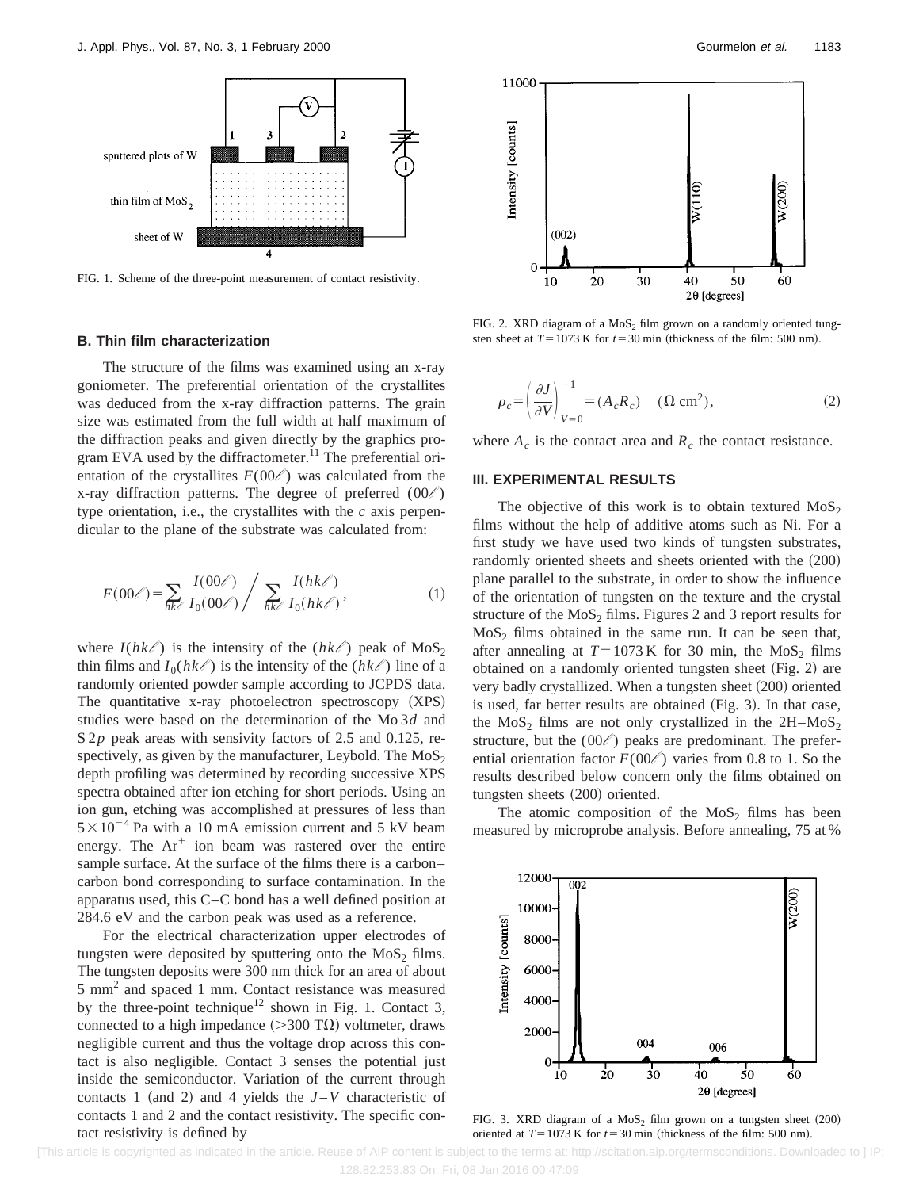FIG. 1. Scheme of the three-point measurement of contact resistivity.

### B. Thin film characterization

The structure of the films was examined using an x-ray goniometer. The preferential orientation of the crystallites was deduced from the x-ray diffraction patterns. The grain size was estimated from the full width at half maximum of the diffraction peaks and given directly by the graphics program EVA used by the diffractometer.[11] The preferential orientation of the crystallites $F(00\ell)$ was calculated from the x-ray diffraction patterns. The degree of preferred $(00\ell)$ type orientation, i.e., the crystallites with the $c$ axis perpendicular to the plane of the substrate was calculated from:

$$F(00\ell)=\sum_{hk\ell}\frac{I(00\ell)}{I_0(00\ell)}\Bigg/\sum_{hk\ell}\frac{I(hk\ell)}{I_0(hk\ell)}, \tag{1}$$

where $I(hk\ell)$ is the intensity of the $(hk\ell)$ peak of $MoS_2$ thin films and $I_0(hk\ell)$ is the intensity of the $(hk\ell)$ line of a randomly oriented powder sample according to JCPDS data. The quantitative x-ray photoelectron spectroscopy (XPS) studies were based on the determination of the Mo $3d$ and S $2p$ peak areas with sensitivity factors of 2.5 and 0.125, respectively, as given by the manufacturer, Leybold. The $MoS_2$ depth profiling was determined by recording successive XPS spectra obtained after ion etching for short periods. Using an ion gun, etching was accomplished at pressures of less than $5\times10^{-4}$ Pa with a 10 mA emission current and 5 kV beam energy. The $Ar^+$ ion beam was rastered over the entire sample surface. At the surface of the films there is a carbon–carbon bond corresponding to surface contamination. In the apparatus used, this C–C bond has a well defined position at 284.6 eV and the carbon peak was used as a reference.

For the electrical characterization upper electrodes of tungsten were deposited by sputtering onto the $MoS_2$ films. The tungsten deposits were 300 nm thick for an area of about 5 mm$^2$ and spaced 1 mm. Contact resistance was measured by the three-point technique[12] shown in Fig. 1. Contact 3, connected to a high impedance ($>300$ T$\Omega$) voltmeter, draws negligible current and thus the voltage drop across this contact is also negligible. Contact 3 senses the potential just inside the semiconductor. Variation of the current through contacts 1 (and 2) and 4 yields the $J$–$V$ characteristic of contacts 1 and 2 and the contact resistivity. The specific contact resistivity is defined by

FIG. 2. XRD diagram of a $MoS_2$ film grown on a randomly oriented tungsten sheet at $T=1073$ K for $t=30$ min (thickness of the film: 500 nm).

$$\rho_c=\left(\frac{\partial J}{\partial V}\right)^{-1}_{V=0}=(A_cR_c)\quad(\Omega\ \text{cm}^2), \tag{2}$$

where $A_c$ is the contact area and $R_c$ the contact resistance.

## III. EXPERIMENTAL RESULTS

The objective of this work is to obtain textured $MoS_2$ films without the help of additive atoms such as Ni. For a first study we have used two kinds of tungsten substrates, randomly oriented sheets and sheets oriented with the (200) plane parallel to the substrate, in order to show the influence of the orientation of tungsten on the texture and the crystal structure of the $MoS_2$ films. Figures 2 and 3 report results for $MoS_2$ films obtained in the same run. It can be seen that, after annealing at $T=1073$ K for 30 min, the $MoS_2$ films obtained on a randomly oriented tungsten sheet (Fig. 2) are very badly crystallized. When a tungsten sheet (200) oriented is used, far better results are obtained (Fig. 3). In that case, the $MoS_2$ films are not only crystallized in the 2H–$MoS_2$ structure, but the $(00\ell)$ peaks are predominant. The preferential orientation factor $F(00\ell)$ varies from 0.8 to 1. So the results described below concern only the films obtained on tungsten sheets (200) oriented.

The atomic composition of the $MoS_2$ films has been measured by microprobe analysis. Before annealing, 75 at %

FIG. 3. XRD diagram of a $MoS_2$ film grown on a tungsten sheet (200) oriented at $T=1073$ K for $t=30$ min (thickness of the film: 500 nm).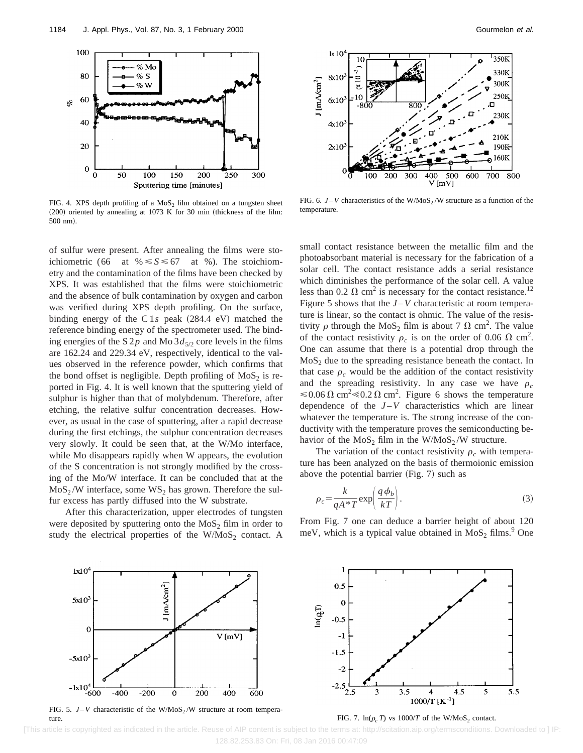FIG. 4. XPS depth profiling of a $MoS_2$ film obtained on a tungsten sheet (200) oriented by annealing at 1073 K for 30 min (thickness of the film: 500 nm).

FIG. 6. $J$–$V$ characteristics of the $W/MoS_2/W$ structure as a function of the temperature.

of sulfur were present. After annealing the films were stoichiometric (66 at %$\leqslant S \leqslant$67 at %). The stoichiometry and the contamination of the films have been checked by XPS. It was established that the films were stoichiometric and the absence of bulk contamination by oxygen and carbon was verified during XPS depth profiling. On the surface, binding energy of the C 1*s* peak (284.4 eV) matched the reference binding energy of the spectrometer used. The binding energies of the S 2*p* and Mo $3d_{5/2}$ core levels in the films are 162.24 and 229.34 eV, respectively, identical to the values observed in the reference powder, which confirms that the bond offset is negligible. Depth profiling of $MoS_2$ is reported in Fig. 4. It is well known that the sputtering yield of sulphur is higher than that of molybdenum. Therefore, after etching, the relative sulfur concentration decreases. However, as usual in the case of sputtering, after a rapid decrease during the first etchings, the sulphur concentration decreases very slowly. It could be seen that, at the W/Mo interface, while Mo disappears rapidly when W appears, the evolution of the S concentration is not strongly modified by the crossing of the Mo/W interface. It can be concluded that at the $MoS_2$/W interface, some $WS_2$ has grown. Therefore the sulfur excess has partly diffused into the W substrate.

After this characterization, upper electrodes of tungsten were deposited by sputtering onto the $MoS_2$ film in order to study the electrical properties of the $W/MoS_2$ contact. A small contact resistance between the metallic film and the photoabsorbant material is necessary for the fabrication of a solar cell. The contact resistance adds a serial resistance which diminishes the performance of the solar cell. A value less than 0.2 $\Omega$ cm$^2$ is necessary for the contact resistance.[12] Figure 5 shows that the $J$–$V$ characteristic at room temperature is linear, so the contact is ohmic. The value of the resistivity $\rho$ through the $MoS_2$ film is about 7 $\Omega$ cm$^2$. The value of the contact resistivity $\rho_c$ is on the order of 0.06 $\Omega$ cm$^2$. One can assume that there is a potential drop through the $MoS_2$ due to the spreading resistance beneath the contact. In that case $\rho_c$ would be the addition of the contact resistivity and the spreading resistivity. In any case we have $\rho_c \leqslant 0.06\,\Omega\,\text{cm}^2 \ll 0.2\,\Omega\,\text{cm}^2$. Figure 6 shows the temperature dependence of the $J$–$V$ characteristics which are linear whatever the temperature is. The strong increase of the conductivity with the temperature proves the semiconducting behavior of the $MoS_2$ film in the $W/MoS_2/W$ structure.

The variation of the contact resistivity $\rho_c$ with temperature has been analyzed on the basis of thermoionic emission above the potential barrier (Fig. 7) such as

$$\rho_c = \frac{k}{qA^*T}\exp\left(\frac{q\phi_b}{kT}\right). \tag{3}$$

From Fig. 7 one can deduce a barrier height of about 120 meV, which is a typical value obtained in $MoS_2$ films.[9] One

FIG. 5. $J$–$V$ characteristic of the $W/MoS_2/W$ structure at room temperature.

FIG. 7. $\ln(\rho_c T)$ vs $1000/T$ of the $W/MoS_2$ contact.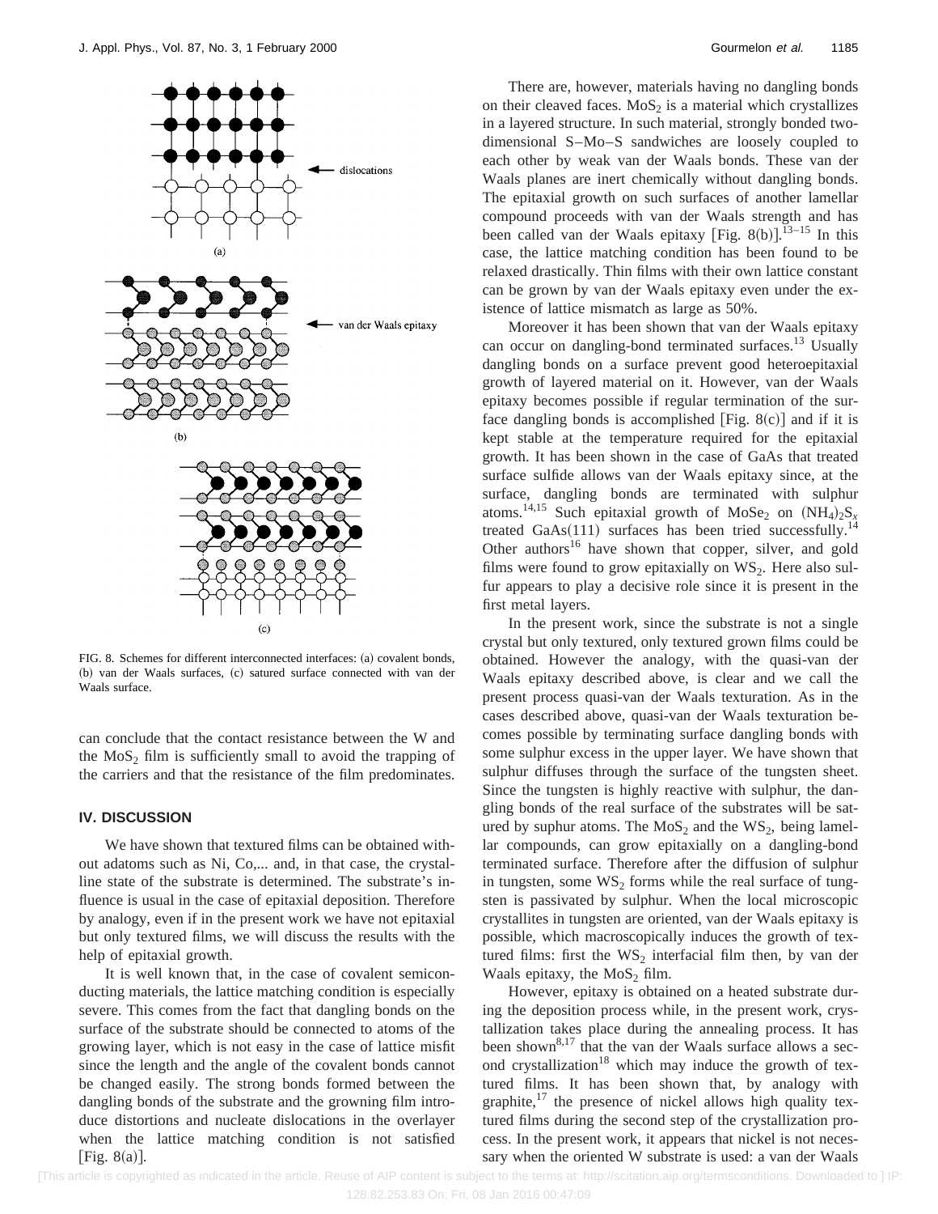dislocations

(a)

van der Waals epitaxy

(b)

(c)

FIG. 8. Schemes for different interconnected interfaces: (a) covalent bonds, (b) van der Waals surfaces, (c) satured surface connected with van der Waals surface.

can conclude that the contact resistance between the W and the $MoS_2$ film is sufficiently small to avoid the trapping of the carriers and that the resistance of the film predominates.

## IV. DISCUSSION

We have shown that textured films can be obtained without adatoms such as Ni, Co,... and, in that case, the crystalline state of the substrate is determined. The substrate's influence is usual in the case of epitaxial deposition. Therefore by analogy, even if in the present work we have not epitaxial but only textured films, we will discuss the results with the help of epitaxial growth.

It is well known that, in the case of covalent semiconducting materials, the lattice matching condition is especially severe. This comes from the fact that dangling bonds on the surface of the substrate should be connected to atoms of the growing layer, which is not easy in the case of lattice misfit since the length and the angle of the covalent bonds cannot be changed easily. The strong bonds formed between the dangling bonds of the substrate and the growning film introduce distortions and nucleate dislocations in the overlayer when the lattice matching condition is not satisfied [Fig. 8(a)].

There are, however, materials having no dangling bonds on their cleaved faces. $MoS_2$ is a material which crystallizes in a layered structure. In such material, strongly bonded two-dimensional S–Mo–S sandwiches are loosely coupled to each other by weak van der Waals bonds. These van der Waals planes are inert chemically without dangling bonds. The epitaxial growth on such surfaces of another lamellar compound proceeds with van der Waals strength and has been called van der Waals epitaxy [Fig. 8(b)].[13–15] In this case, the lattice matching condition has been found to be relaxed drastically. Thin films with their own lattice constant can be grown by van der Waals epitaxy even under the existence of lattice mismatch as large as 50%.

Moreover it has been shown that van der Waals epitaxy can occur on dangling-bond terminated surfaces.[13] Usually dangling bonds on a surface prevent good heteroepitaxial growth of layered material on it. However, van der Waals epitaxy becomes possible if regular termination of the surface dangling bonds is accomplished [Fig. 8(c)] and if it is kept stable at the temperature required for the epitaxial growth. It has been shown in the case of GaAs that treated surface sulfide allows van der Waals epitaxy since, at the surface, dangling bonds are terminated with sulphur atoms.[14,15] Such epitaxial growth of $MoSe_2$ on $(NH_4)_2S_x$ treated GaAs(111) surfaces has been tried successfully.[14] Other authors[16] have shown that copper, silver, and gold films were found to grow epitaxially on $WS_2$. Here also sulfur appears to play a decisive role since it is present in the first metal layers.

In the present work, since the substrate is not a single crystal but only textured, only textured grown films could be obtained. However the analogy, with the quasi-van der Waals epitaxy described above, is clear and we call the present process quasi-van der Waals texturation. As in the cases described above, quasi-van der Waals texturation becomes possible by terminating surface dangling bonds with some sulphur excess in the upper layer. We have shown that sulphur diffuses through the surface of the tungsten sheet. Since the tungsten is highly reactive with sulphur, the dangling bonds of the real surface of the substrates will be satured by suphur atoms. The $MoS_2$ and the $WS_2$, being lamellar compounds, can grow epitaxially on a dangling-bond terminated surface. Therefore after the diffusion of sulphur in tungsten, some $WS_2$ forms while the real surface of tungsten is passivated by sulphur. When the local microscopic crystallites in tungsten are oriented, van der Waals epitaxy is possible, which macroscopically induces the growth of textured films: first the $WS_2$ interfacial film then, by van der Waals epitaxy, the $MoS_2$ film.

However, epitaxy is obtained on a heated substrate during the deposition process while, in the present work, crystallization takes place during the annealing process. It has been shown[8,17] that the van der Waals surface allows a second crystallization[18] which may induce the growth of textured films. It has been shown that, by analogy with graphite,[17] the presence of nickel allows high quality textured films during the second step of the crystallization process. In the present work, it appears that nickel is not necessary when the oriented W substrate is used: a van der Waals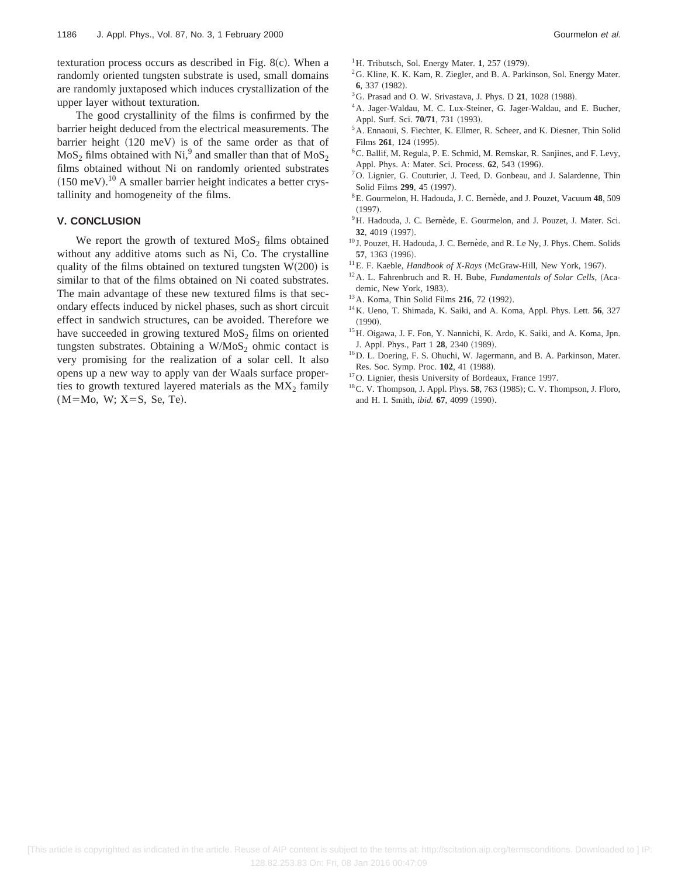texturation process occurs as described in Fig. 8(c). When a randomly oriented tungsten substrate is used, small domains are randomly juxtaposed which induces crystallization of the upper layer without texturation.

The good crystallinity of the films is confirmed by the barrier height deduced from the electrical measurements. The barrier height (120 meV) is of the same order as that of $MoS_2$ films obtained with Ni,[9] and smaller than that of $MoS_2$ films obtained without Ni on randomly oriented substrates (150 meV).[10] A smaller barrier height indicates a better crystallinity and homogeneity of the films.

## V. CONCLUSION

We report the growth of textured $MoS_2$ films obtained without any additive atoms such as Ni, Co. The crystalline quality of the films obtained on textured tungsten W(200) is similar to that of the films obtained on Ni coated substrates. The main advantage of these new textured films is that secondary effects induced by nickel phases, such as short circuit effect in sandwich structures, can be avoided. Therefore we have succeeded in growing textured $MoS_2$ films on oriented tungsten substrates. Obtaining a $W/MoS_2$ ohmic contact is very promising for the realization of a solar cell. It also opens up a new way to apply van der Waals surface properties to growth textured layered materials as the $MX_2$ family (M=Mo, W; X=S, Se, Te).

[1] H. Tributsch, Sol. Energy Mater. **1**, 257 (1979).
[2] G. Kline, K. K. Kam, R. Ziegler, and B. A. Parkinson, Sol. Energy Mater. **6**, 337 (1982).
[3] G. Prasad and O. W. Srivastava, J. Phys. D **21**, 1028 (1988).
[4] A. Jager-Waldau, M. C. Lux-Steiner, G. Jager-Waldau, and E. Bucher, Appl. Surf. Sci. **70/71**, 731 (1993).
[5] A. Ennaoui, S. Fiechter, K. Ellmer, R. Scheer, and K. Diesner, Thin Solid Films **261**, 124 (1995).
[6] C. Ballif, M. Regula, P. E. Schmid, M. Remskar, R. Sanjines, and F. Levy, Appl. Phys. A: Mater. Sci. Process. **62**, 543 (1996).
[7] O. Lignier, G. Couturier, J. Teed, D. Gonbeau, and J. Salardenne, Thin Solid Films **299**, 45 (1997).
[8] E. Gourmelon, H. Hadouda, J. C. Bernède, and J. Pouzet, Vacuum **48**, 509 (1997).
[9] H. Hadouda, J. C. Bernède, E. Gourmelon, and J. Pouzet, J. Mater. Sci. **32**, 4019 (1997).
[10] J. Pouzet, H. Hadouda, J. C. Bernède, and R. Le Ny, J. Phys. Chem. Solids **57**, 1363 (1996).
[11] E. F. Kaeble, *Handbook of X-Rays* (McGraw-Hill, New York, 1967).
[12] A. L. Fahrenbruch and R. H. Bube, *Fundamentals of Solar Cells*, (Academic, New York, 1983).
[13] A. Koma, Thin Solid Films **216**, 72 (1992).
[14] K. Ueno, T. Shimada, K. Saiki, and A. Koma, Appl. Phys. Lett. **56**, 327 (1990).
[15] H. Oigawa, J. F. Fon, Y. Nannichi, K. Ardo, K. Saiki, and A. Koma, Jpn. J. Appl. Phys., Part 1 **28**, 2340 (1989).
[16] D. L. Doering, F. S. Ohuchi, W. Jagermann, and B. A. Parkinson, Mater. Res. Soc. Symp. Proc. **102**, 41 (1988).
[17] O. Lignier, thesis University of Bordeaux, France 1997.
[18] C. V. Thompson, J. Appl. Phys. **58**, 763 (1985); C. V. Thompson, J. Floro, and H. I. Smith, *ibid.* **67**, 4099 (1990).